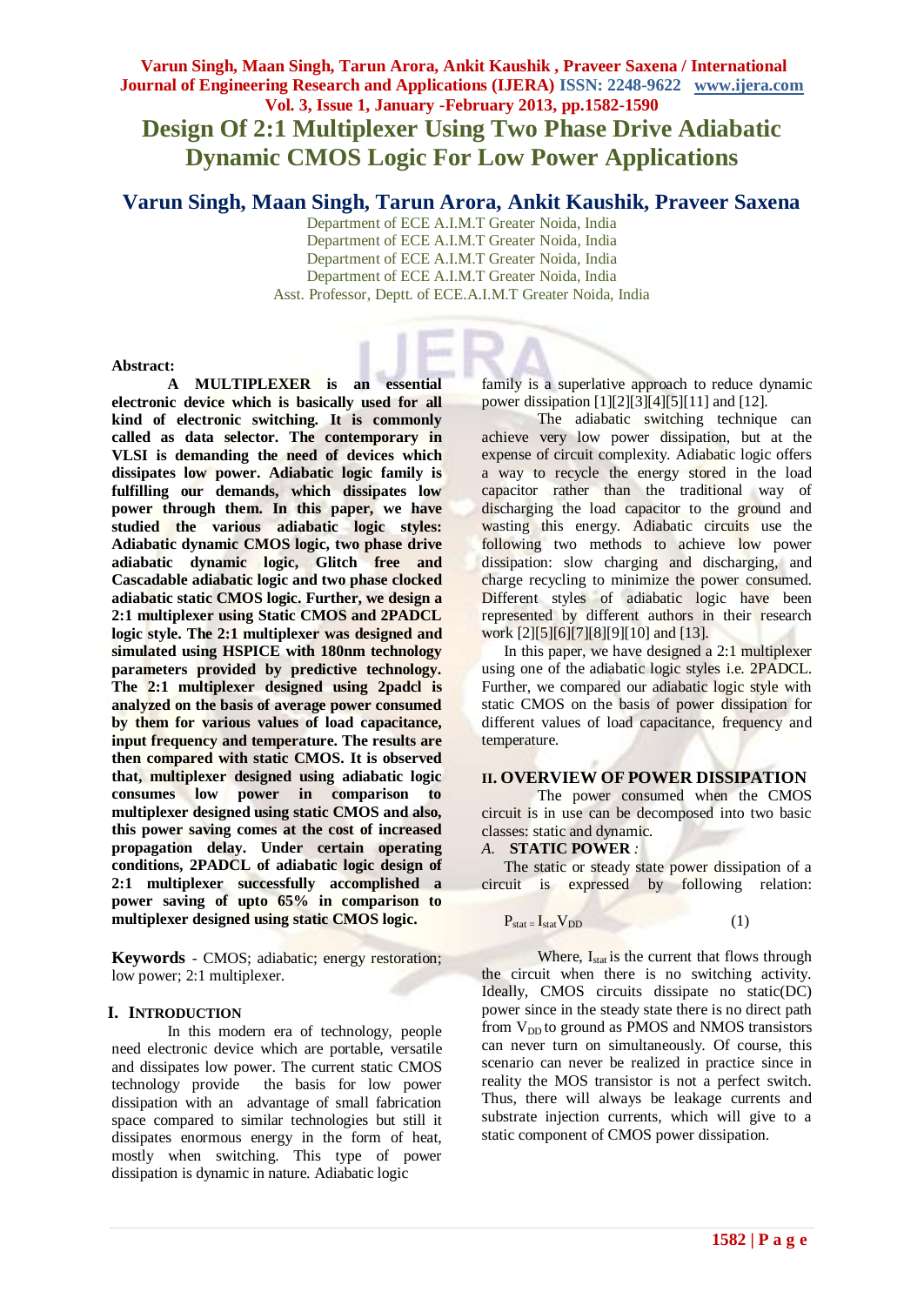# Design Of 2:1 Multiplexer Using Two Phase Drive Adiabatic Dynamic CMOS Logic For Low Power Applications

## Varun Singh, Maan Singh, Tarun Arora, Ankit Kaushik, Praveer Saxena

Department of ECE A.I.M.T Greater Noida, India
Department of ECE A.I.M.T Greater Noida, India
Department of ECE A.I.M.T Greater Noida, India
Department of ECE A.I.M.T Greater Noida, India
Asst. Professor, Deptt. of ECE.A.I.M.T Greater Noida, India

**Abstract:**

**A MULTIPLEXER is an essential electronic device which is basically used for all kind of electronic switching. It is commonly called as data selector. The contemporary in VLSI is demanding the need of devices which dissipates low power. Adiabatic logic family is fulfilling our demands, which dissipates low power through them. In this paper, we have studied the various adiabatic logic styles: Adiabatic dynamic CMOS logic, two phase drive adiabatic dynamic logic, Glitch free and Cascadable adiabatic logic and two phase clocked adiabatic static CMOS logic. Further, we design a 2:1 multiplexer using Static CMOS and 2PADCL logic style. The 2:1 multiplexer was designed and simulated using HSPICE with 180nm technology parameters provided by predictive technology. The 2:1 multiplexer designed using 2padcl is analyzed on the basis of average power consumed by them for various values of load capacitance, input frequency and temperature. The results are then compared with static CMOS. It is observed that, multiplexer designed using adiabatic logic consumes low power in comparison to multiplexer designed using static CMOS and also, this power saving comes at the cost of increased propagation delay. Under certain operating conditions, 2PADCL of adiabatic logic design of 2:1 multiplexer successfully accomplished a power saving of upto 65% in comparison to multiplexer designed using static CMOS logic.**

**Keywords** - CMOS; adiabatic; energy restoration; low power; 2:1 multiplexer.

## I. INTRODUCTION

In this modern era of technology, people need electronic device which are portable, versatile and dissipates low power. The current static CMOS technology provide the basis for low power dissipation with an advantage of small fabrication space compared to similar technologies but still it dissipates enormous energy in the form of heat, mostly when switching. This type of power dissipation is dynamic in nature. Adiabatic logic family is a superlative approach to reduce dynamic power dissipation [1][2][3][4][5][11] and [12].

The adiabatic switching technique can achieve very low power dissipation, but at the expense of circuit complexity. Adiabatic logic offers a way to recycle the energy stored in the load capacitor rather than the traditional way of discharging the load capacitor to the ground and wasting this energy. Adiabatic circuits use the following two methods to achieve low power dissipation: slow charging and discharging, and charge recycling to minimize the power consumed. Different styles of adiabatic logic have been represented by different authors in their research work [2][5][6][7][8][9][10] and [13].

In this paper, we have designed a 2:1 multiplexer using one of the adiabatic logic styles i.e. 2PADCL. Further, we compared our adiabatic logic style with static CMOS on the basis of power dissipation for different values of load capacitance, frequency and temperature.

## II. OVERVIEW OF POWER DISSIPATION

The power consumed when the CMOS circuit is in use can be decomposed into two basic classes: static and dynamic.

### *A.* STATIC POWER *:*

The static or steady state power dissipation of a circuit is expressed by following relation:

$$P_{stat} = I_{stat} V_{DD} \qquad (1)$$

Where, $I_{stat}$ is the current that flows through the circuit when there is no switching activity. Ideally, CMOS circuits dissipate no static(DC) power since in the steady state there is no direct path from $V_{DD}$ to ground as PMOS and NMOS transistors can never turn on simultaneously. Of course, this scenario can never be realized in practice since in reality the MOS transistor is not a perfect switch. Thus, there will always be leakage currents and substrate injection currents, which will give to a static component of CMOS power dissipation.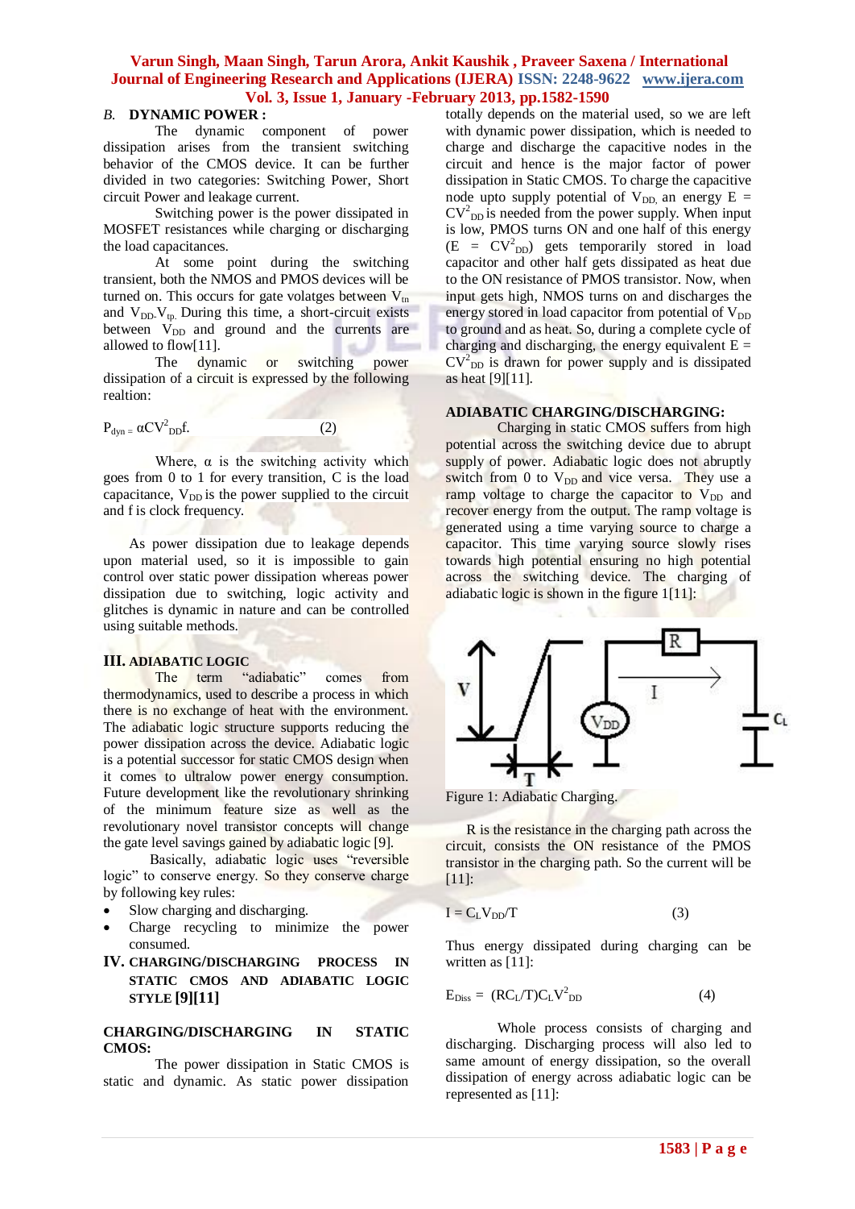### B. DYNAMIC POWER :

The dynamic component of power dissipation arises from the transient switching behavior of the CMOS device. It can be further divided in two categories: Switching Power, Short circuit Power and leakage current.

Switching power is the power dissipated in MOSFET resistances while charging or discharging the load capacitances.

At some point during the switching transient, both the NMOS and PMOS devices will be turned on. This occurs for gate volatges between $V_{tn}$ and $V_{DD}$-$V_{tp}$. During this time, a short-circuit exists between $V_{DD}$ and ground and the currents are allowed to flow[11].

The dynamic or switching power dissipation of a circuit is expressed by the following realtion:

$$P_{dyn} = \alpha C V^2_{DD} f. \qquad (2)$$

Where, α is the switching activity which goes from 0 to 1 for every transition, C is the load capacitance, $V_{DD}$ is the power supplied to the circuit and f is clock frequency.

As power dissipation due to leakage depends upon material used, so it is impossible to gain control over static power dissipation whereas power dissipation due to switching, logic activity and glitches is dynamic in nature and can be controlled using suitable methods.

## III. ADIABATIC LOGIC

The term "adiabatic" comes from thermodynamics, used to describe a process in which there is no exchange of heat with the environment. The adiabatic logic structure supports reducing the power dissipation across the device. Adiabatic logic is a potential successor for static CMOS design when it comes to ultralow power energy consumption. Future development like the revolutionary shrinking of the minimum feature size as well as the revolutionary novel transistor concepts will change the gate level savings gained by adiabatic logic [9].

Basically, adiabatic logic uses "reversible logic" to conserve energy. So they conserve charge by following key rules:

- Slow charging and discharging.
- Charge recycling to minimize the power consumed.

## IV. CHARGING/DISCHARGING PROCESS IN STATIC CMOS AND ADIABATIC LOGIC STYLE [9][11]

### CHARGING/DISCHARGING IN STATIC CMOS:

The power dissipation in Static CMOS is static and dynamic. As static power dissipation totally depends on the material used, so we are left with dynamic power dissipation, which is needed to charge and discharge the capacitive nodes in the circuit and hence is the major factor of power dissipation in Static CMOS. To charge the capacitive node upto supply potential of $V_{DD}$, an energy $E = CV^2_{DD}$ is needed from the power supply. When input is low, PMOS turns ON and one half of this energy ($E = CV^2_{DD}$) gets temporarily stored in load capacitor and other half gets dissipated as heat due to the ON resistance of PMOS transistor. Now, when input gets high, NMOS turns on and discharges the energy stored in load capacitor from potential of $V_{DD}$ to ground and as heat. So, during a complete cycle of charging and discharging, the energy equivalent $E = CV^2_{DD}$ is drawn for power supply and is dissipated as heat [9][11].

### ADIABATIC CHARGING/DISCHARGING:

Charging in static CMOS suffers from high potential across the switching device due to abrupt supply of power. Adiabatic logic does not abruptly switch from 0 to $V_{DD}$ and vice versa. They use a ramp voltage to charge the capacitor to $V_{DD}$ and recover energy from the output. The ramp voltage is generated using a time varying source to charge a capacitor. This time varying source slowly rises towards high potential ensuring no high potential across the switching device. The charging of adiabatic logic is shown in the figure 1[11]:

Figure 1: Adiabatic Charging.

R is the resistance in the charging path across the circuit, consists the ON resistance of the PMOS transistor in the charging path. So the current will be [11]:

$$I = C_L V_{DD}/T \qquad (3)$$

Thus energy dissipated during charging can be written as [11]:

$$E_{Diss} = (RC_L/T) C_L V^2_{DD} \qquad (4)$$

Whole process consists of charging and discharging. Discharging process will also led to same amount of energy dissipation, so the overall dissipation of energy across adiabatic logic can be represented as [11]: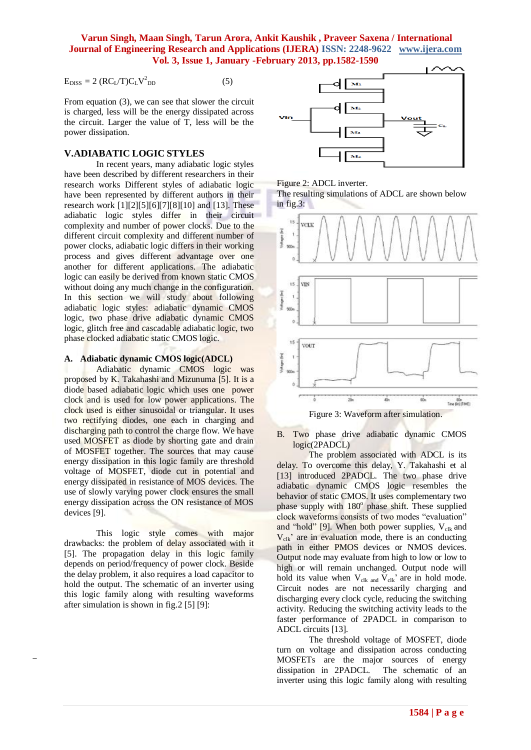$$E_{DISS} = 2\,(RC_L/T)C_L V^2_{DD} \quad (5)$$

From equation (3), we can see that slower the circuit is charged, less will be the energy dissipated across the circuit. Larger the value of T, less will be the power dissipation.

## V.ADIABATIC LOGIC STYLES

In recent years, many adiabatic logic styles have been described by different researchers in their research works Different styles of adiabatic logic have been represented by different authors in their research work [1][2][5][6][7][8][10] and [13]. These adiabatic logic styles differ in their circuit complexity and number of power clocks. Due to the different circuit complexity and different number of power clocks, adiabatic logic differs in their working process and gives different advantage over one another for different applications. The adiabatic logic can easily be derived from known static CMOS without doing any much change in the configuration. In this section we will study about following adiabatic logic styles: adiabatic dynamic CMOS logic, two phase drive adiabatic dynamic CMOS logic, glitch free and cascadable adiabatic logic, two phase clocked adiabatic static CMOS logic.

### A. Adiabatic dynamic CMOS logic(ADCL)

Adiabatic dynamic CMOS logic was proposed by K. Takahashi and Mizunuma [5]. It is a diode based adiabatic logic which uses one power clock and is used for low power applications. The clock used is either sinusoidal or triangular. It uses two rectifying diodes, one each in charging and discharging path to control the charge flow. We have used MOSFET as diode by shorting gate and drain of MOSFET together. The sources that may cause energy dissipation in this logic family are threshold voltage of MOSFET, diode cut in potential and energy dissipated in resistance of MOS devices. The use of slowly varying power clock ensures the small energy dissipation across the ON resistance of MOS devices [9].

This logic style comes with major drawbacks: the problem of delay associated with it [5]. The propagation delay in this logic family depends on period/frequency of power clock. Beside the delay problem, it also requires a load capacitor to hold the output. The schematic of an inverter using this logic family along with resulting waveforms after simulation is shown in fig.2 [5] [9]:

Figure 2: ADCL inverter.

The resulting simulations of ADCL are shown below in fig.3:

Figure 3: Waveform after simulation.

### B. Two phase drive adiabatic dynamic CMOS logic(2PADCL)

The problem associated with ADCL is its delay. To overcome this delay, Y. Takahashi et al [13] introduced 2PADCL. The two phase drive adiabatic dynamic CMOS logic resembles the behavior of static CMOS. It uses complementary two phase supply with 180° phase shift. These supplied clock waveforms consists of two modes "evaluation" and "hold" [9]. When both power supplies, $V_{clk}$ and $V_{clk}$' are in evaluation mode, there is an conducting path in either PMOS devices or NMOS devices. Output node may evaluate from high to low or low to high or will remain unchanged. Output node will hold its value when $V_{clk}$ and $V_{clk}$' are in hold mode. Circuit nodes are not necessarily charging and discharging every clock cycle, reducing the switching activity. Reducing the switching activity leads to the faster performance of 2PADCL in comparison to ADCL circuits [13].

The threshold voltage of MOSFET, diode turn on voltage and dissipation across conducting MOSFETs are the major sources of energy dissipation in 2PADCL. The schematic of an inverter using this logic family along with resulting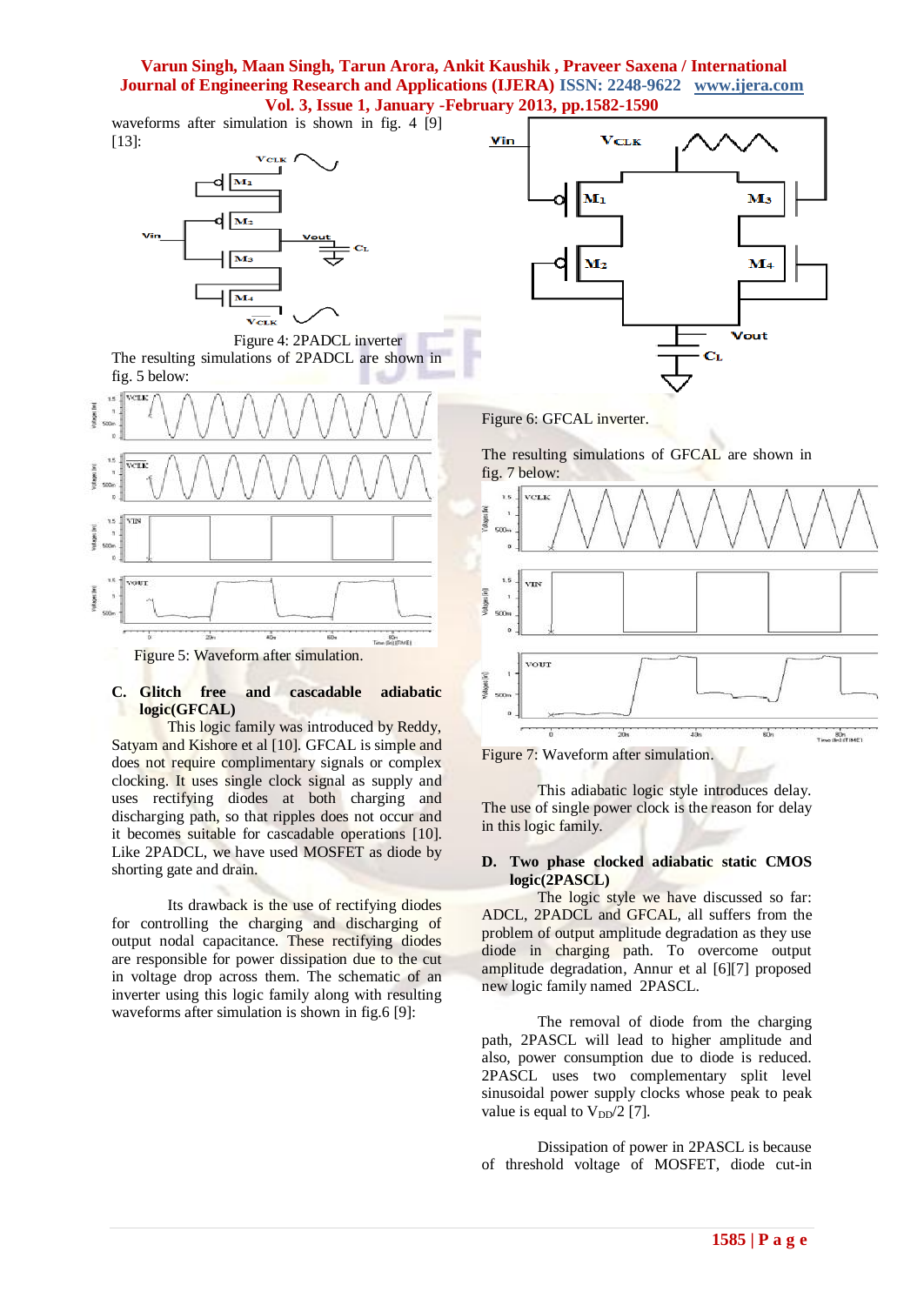waveforms after simulation is shown in fig. 4 [9] [13]:

Figure 4: 2PADCL inverter

The resulting simulations of 2PADCL are shown in fig. 5 below:

Figure 5: Waveform after simulation.

### C. Glitch free and cascadable adiabatic logic(GFCAL)

This logic family was introduced by Reddy, Satyam and Kishore et al [10]. GFCAL is simple and does not require complimentary signals or complex clocking. It uses single clock signal as supply and uses rectifying diodes at both charging and discharging path, so that ripples does not occur and it becomes suitable for cascadable operations [10]. Like 2PADCL, we have used MOSFET as diode by shorting gate and drain.

Its drawback is the use of rectifying diodes for controlling the charging and discharging of output nodal capacitance. These rectifying diodes are responsible for power dissipation due to the cut in voltage drop across them. The schematic of an inverter using this logic family along with resulting waveforms after simulation is shown in fig.6 [9]:

Figure 6: GFCAL inverter.

The resulting simulations of GFCAL are shown in fig. 7 below:

Figure 7: Waveform after simulation.

This adiabatic logic style introduces delay. The use of single power clock is the reason for delay in this logic family.

### D. Two phase clocked adiabatic static CMOS logic(2PASCL)

The logic style we have discussed so far: ADCL, 2PADCL and GFCAL, all suffers from the problem of output amplitude degradation as they use diode in charging path. To overcome output amplitude degradation, Annur et al [6][7] proposed new logic family named 2PASCL.

The removal of diode from the charging path, 2PASCL will lead to higher amplitude and also, power consumption due to diode is reduced. 2PASCL uses two complementary split level sinusoidal power supply clocks whose peak to peak value is equal to $V_{DD}/2$ [7].

Dissipation of power in 2PASCL is because of threshold voltage of MOSFET, diode cut-in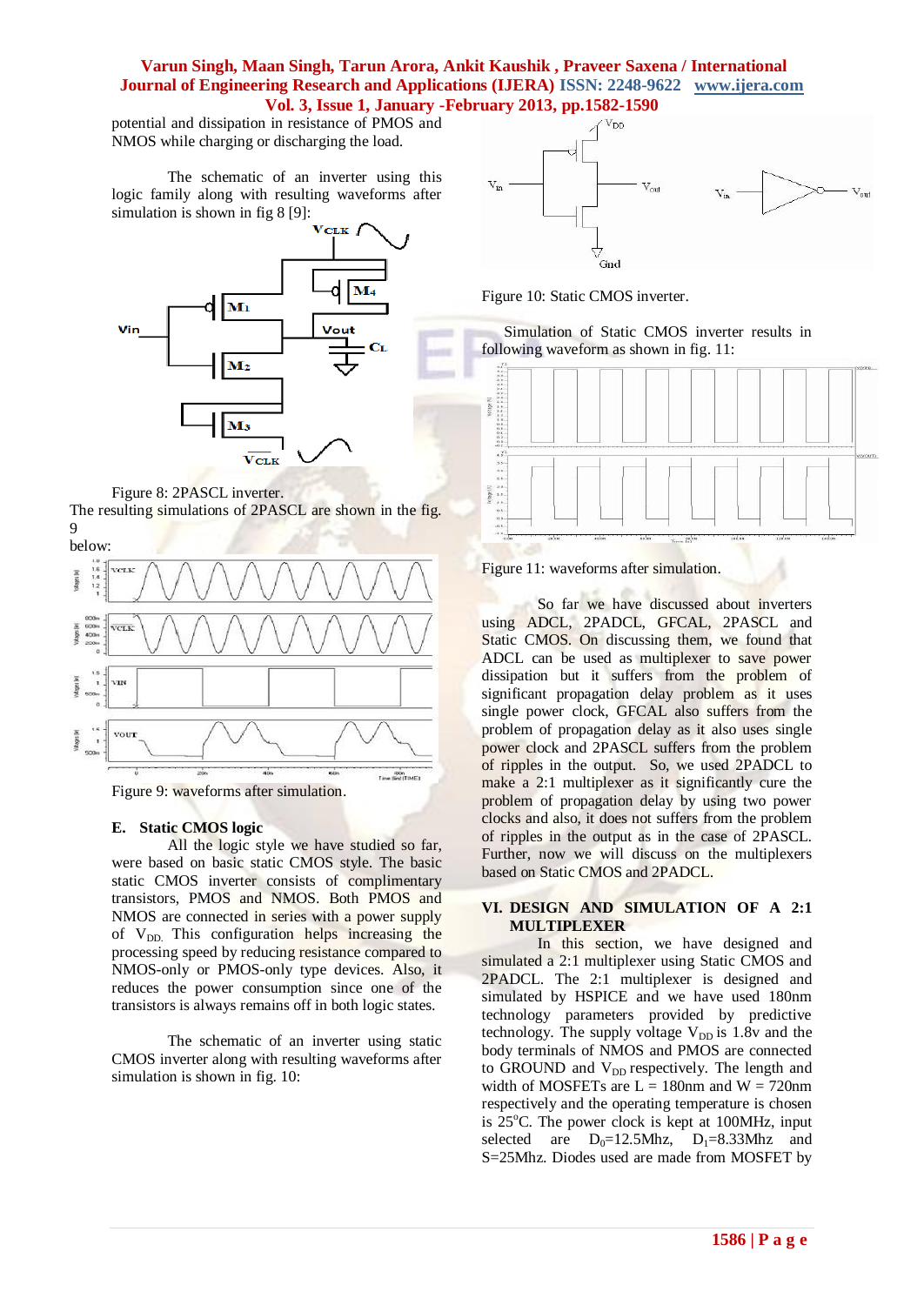potential and dissipation in resistance of PMOS and NMOS while charging or discharging the load.

The schematic of an inverter using this logic family along with resulting waveforms after simulation is shown in fig 8 [9]:

Figure 8: 2PASCL inverter.

The resulting simulations of 2PASCL are shown in the fig. 9 below:

Figure 9: waveforms after simulation.

### E. Static CMOS logic

All the logic style we have studied so far, were based on basic static CMOS style. The basic static CMOS inverter consists of complimentary transistors, PMOS and NMOS. Both PMOS and NMOS are connected in series with a power supply of $V_{DD}$. This configuration helps increasing the processing speed by reducing resistance compared to NMOS-only or PMOS-only type devices. Also, it reduces the power consumption since one of the transistors is always remains off in both logic states.

The schematic of an inverter using static CMOS inverter along with resulting waveforms after simulation is shown in fig. 10:

Figure 10: Static CMOS inverter.

Simulation of Static CMOS inverter results in following waveform as shown in fig. 11:

Figure 11: waveforms after simulation.

So far we have discussed about inverters using ADCL, 2PADCL, GFCAL, 2PASCL and Static CMOS. On discussing them, we found that ADCL can be used as multiplexer to save power dissipation but it suffers from the problem of significant propagation delay problem as it uses single power clock, GFCAL also suffers from the problem of propagation delay as it also uses single power clock and 2PASCL suffers from the problem of ripples in the output. So, we used 2PADCL to make a 2:1 multiplexer as it significantly cure the problem of propagation delay by using two power clocks and also, it does not suffers from the problem of ripples in the output as in the case of 2PASCL. Further, now we will discuss on the multiplexers based on Static CMOS and 2PADCL.

## VI. DESIGN AND SIMULATION OF A 2:1 MULTIPLEXER

In this section, we have designed and simulated a 2:1 multiplexer using Static CMOS and 2PADCL. The 2:1 multiplexer is designed and simulated by HSPICE and we have used 180nm technology parameters provided by predictive technology. The supply voltage $V_{DD}$ is 1.8v and the body terminals of NMOS and PMOS are connected to GROUND and $V_{DD}$ respectively. The length and width of MOSFETs are L = 180nm and W = 720nm respectively and the operating temperature is chosen is 25°C. The power clock is kept at 100MHz, input selected are $D_0$=12.5Mhz, $D_1$=8.33Mhz and S=25Mhz. Diodes used are made from MOSFET by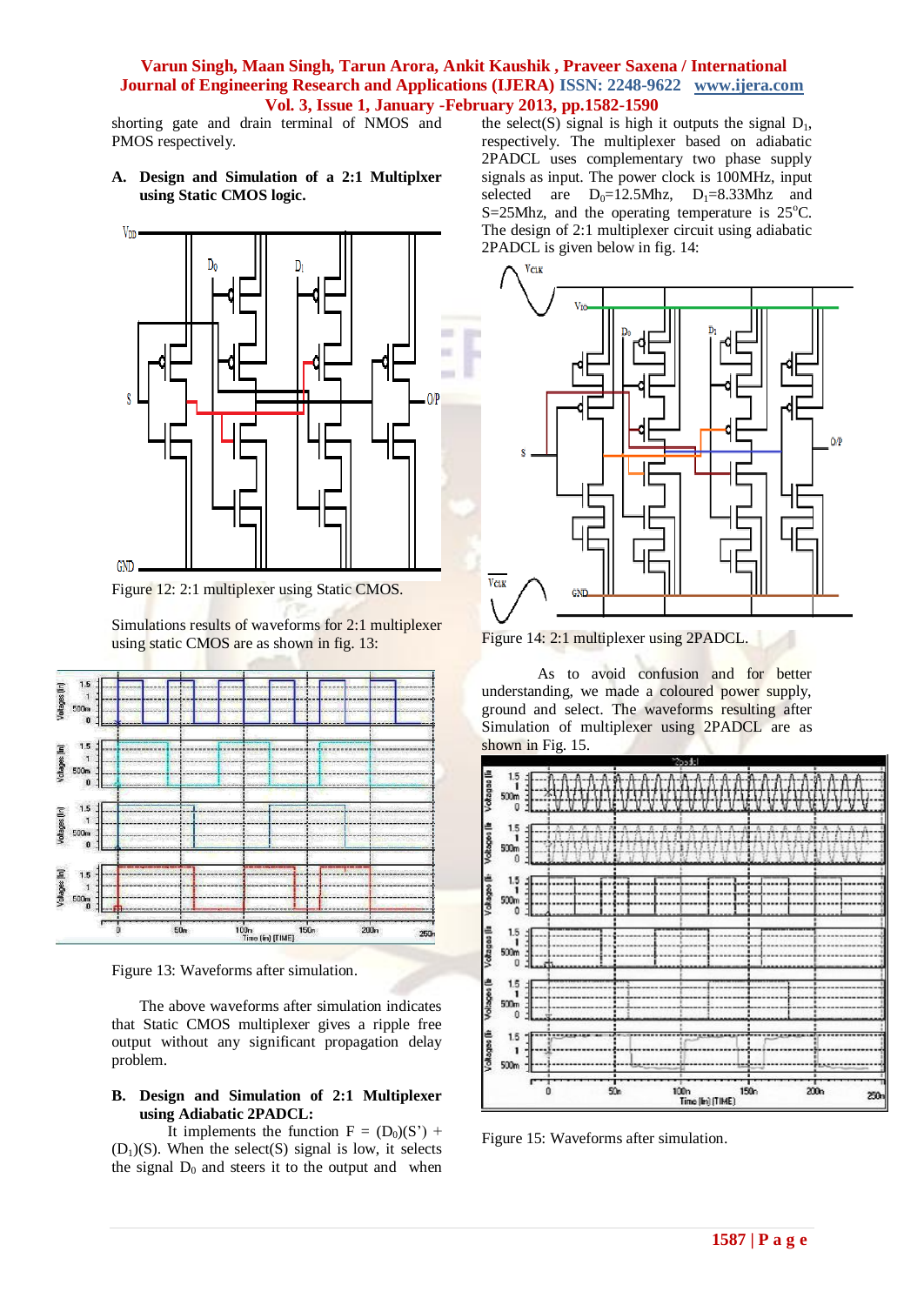shorting gate and drain terminal of NMOS and PMOS respectively.

### A. Design and Simulation of a 2:1 Multiplxer using Static CMOS logic.

Figure 12: 2:1 multiplexer using Static CMOS.

Simulations results of waveforms for 2:1 multiplexer using static CMOS are as shown in fig. 13:

Figure 13: Waveforms after simulation.

The above waveforms after simulation indicates that Static CMOS multiplexer gives a ripple free output without any significant propagation delay problem.

### B. Design and Simulation of 2:1 Multiplexer using Adiabatic 2PADCL:

It implements the function F = $(D_0)(S')$ + $(D_1)(S)$. When the select(S) signal is low, it selects the signal $D_0$ and steers it to the output and when the select(S) signal is high it outputs the signal $D_1$, respectively. The multiplexer based on adiabatic 2PADCL uses complementary two phase supply signals as input. The power clock is 100MHz, input selected are $D_0$=12.5Mhz, $D_1$=8.33Mhz and S=25Mhz, and the operating temperature is 25°C. The design of 2:1 multiplexer circuit using adiabatic 2PADCL is given below in fig. 14:

Figure 14: 2:1 multiplexer using 2PADCL.

As to avoid confusion and for better understanding, we made a coloured power supply, ground and select. The waveforms resulting after Simulation of multiplexer using 2PADCL are as shown in Fig. 15.

Figure 15: Waveforms after simulation.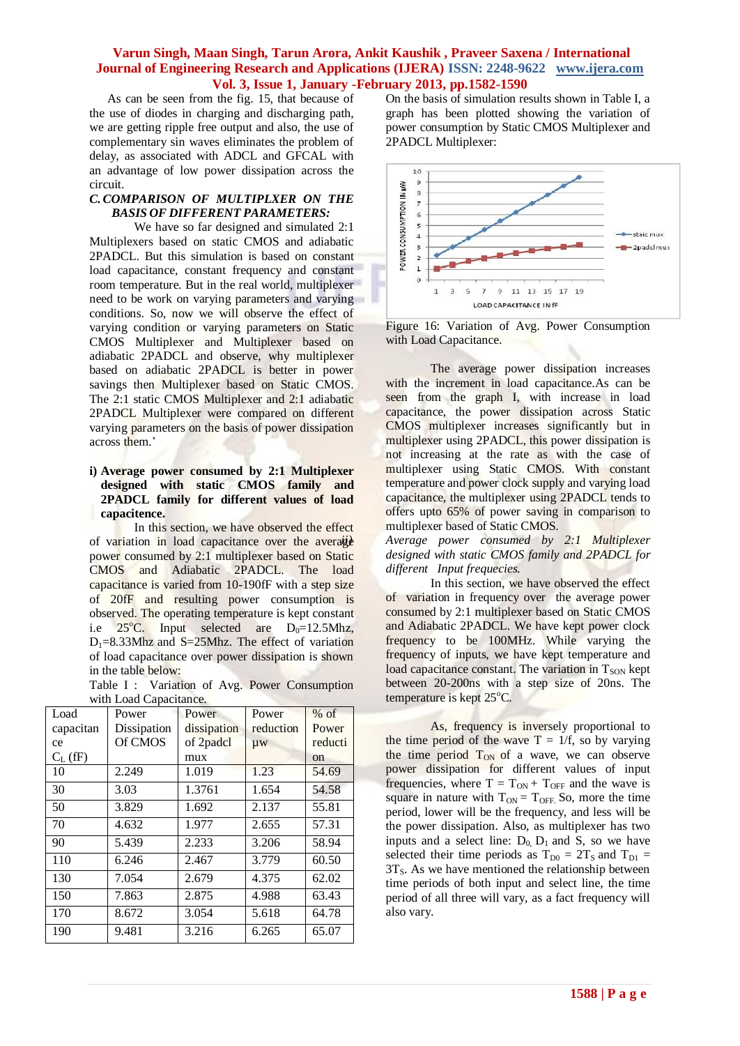As can be seen from the fig. 15, that because of the use of diodes in charging and discharging path, we are getting ripple free output and also, the use of complementary sin waves eliminates the problem of delay, as associated with ADCL and GFCAL with an advantage of low power dissipation across the circuit.

### C. COMPARISON OF MULTIPLXER ON THE BASIS OF DIFFERENT PARAMETERS:

We have so far designed and simulated 2:1 Multiplexers based on static CMOS and adiabatic 2PADCL. But this simulation is based on constant load capacitance, constant frequency and constant room temperature. But in the real world, multiplexer need to be work on varying parameters and varying conditions. So, now we will observe the effect of varying condition or varying parameters on Static CMOS Multiplexer and Multiplexer based on adiabatic 2PADCL and observe, why multiplexer based on adiabatic 2PADCL is better in power savings then Multiplexer based on Static CMOS. The 2:1 static CMOS Multiplexer and 2:1 adiabatic 2PADCL Multiplexer were compared on different varying parameters on the basis of power dissipation across them.'

**i) Average power consumed by 2:1 Multiplexer designed with static CMOS family and 2PADCL family for different values of load capacitence.**

In this section, we have observed the effect of variation in load capacitance over the average power consumed by 2:1 multiplexer based on Static CMOS and Adiabatic 2PADCL. The load capacitance is varied from 10-190fF with a step size of 20fF and resulting power consumption is observed. The operating temperature is kept constant i.e 25°C. Input selected are $D_0$=12.5Mhz, $D_1$=8.33Mhz and S=25Mhz. The effect of variation of load capacitance over power dissipation is shown in the table below:

Table I : Variation of Avg. Power Consumption with Load Capacitance.

| Load capacitance $C_L$ (fF) | Power Dissipation Of CMOS | Power dissipation of 2padcl mux | Power reduction µw | % of Power reduction |
|---|---|---|---|---|
| 10 | 2.249 | 1.019 | 1.23 | 54.69 |
| 30 | 3.03 | 1.3761 | 1.654 | 54.58 |
| 50 | 3.829 | 1.692 | 2.137 | 55.81 |
| 70 | 4.632 | 1.977 | 2.655 | 57.31 |
| 90 | 5.439 | 2.233 | 3.206 | 58.94 |
| 110 | 6.246 | 2.467 | 3.779 | 60.50 |
| 130 | 7.054 | 2.679 | 4.375 | 62.02 |
| 150 | 7.863 | 2.875 | 4.988 | 63.43 |
| 170 | 8.672 | 3.054 | 5.618 | 64.78 |
| 190 | 9.481 | 3.216 | 6.265 | 65.07 |

On the basis of simulation results shown in Table I, a graph has been plotted showing the variation of power consumption by Static CMOS Multiplexer and 2PADCL Multiplexer:

Figure 16: Variation of Avg. Power Consumption with Load Capacitance.

The average power dissipation increases with the increment in load capacitance.As can be seen from the graph I, with increase in load capacitance, the power dissipation across Static CMOS multiplexer increases significantly but in multiplexer using 2PADCL, this power dissipation is not increasing at the rate as with the case of multiplexer using Static CMOS. With constant temperature and power clock supply and varying load capacitance, the multiplexer using 2PADCL tends to offers upto 65% of power saving in comparison to multiplexer based of Static CMOS.

**ii)** *Average power consumed by 2:1 Multiplexer designed with static CMOS family and 2PADCL for different Input frequecies.*

In this section, we have observed the effect of variation in frequency over the average power consumed by 2:1 multiplexer based on Static CMOS and Adiabatic 2PADCL. We have kept power clock frequency to be 100MHz. While varying the frequency of inputs, we have kept temperature and load capacitance constant. The variation in $T_{SON}$ kept between 20-200ns with a step size of 20ns. The temperature is kept 25°C.

As, frequency is inversely proportional to the time period of the wave T = 1/f, so by varying the time period $T_{ON}$ of a wave, we can observe power dissipation for different values of input frequencies, where $T = T_{ON} + T_{OFF}$ and the wave is square in nature with $T_{ON} = T_{OFF}$. So, more the time period, lower will be the frequency, and less will be the power dissipation. Also, as multiplexer has two inputs and a select line: $D_0$, $D_1$ and S, so we have selected their time periods as $T_{D0} = 2T_S$ and $T_{D1} = 3T_S$. As we have mentioned the relationship between time periods of both input and select line, the time period of all three will vary, as a fact frequency will also vary.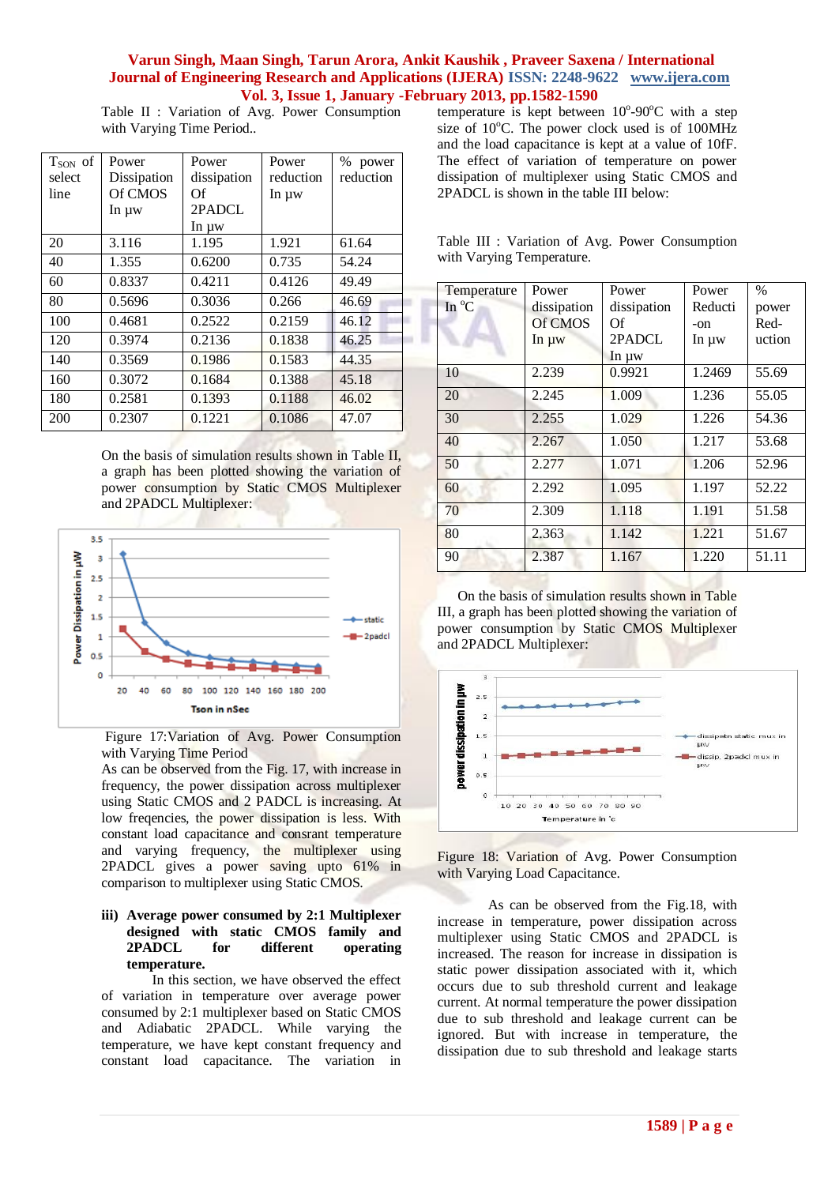Table II : Variation of Avg. Power Consumption with Varying Time Period..

| $T_{SON}$ of select line | Power Dissipation Of CMOS In µw | Power dissipation Of 2PADCL In µw | Power reduction In µw | % power reduction |
|---|---|---|---|---|
| 20 | 3.116 | 1.195 | 1.921 | 61.64 |
| 40 | 1.355 | 0.6200 | 0.735 | 54.24 |
| 60 | 0.8337 | 0.4211 | 0.4126 | 49.49 |
| 80 | 0.5696 | 0.3036 | 0.266 | 46.69 |
| 100 | 0.4681 | 0.2522 | 0.2159 | 46.12 |
| 120 | 0.3974 | 0.2136 | 0.1838 | 46.25 |
| 140 | 0.3569 | 0.1986 | 0.1583 | 44.35 |
| 160 | 0.3072 | 0.1684 | 0.1388 | 45.18 |
| 180 | 0.2581 | 0.1393 | 0.1188 | 46.02 |
| 200 | 0.2307 | 0.1221 | 0.1086 | 47.07 |

On the basis of simulation results shown in Table II, a graph has been plotted showing the variation of power consumption by Static CMOS Multiplexer and 2PADCL Multiplexer:

Figure 17:Variation of Avg. Power Consumption with Varying Time Period

As can be observed from the Fig. 17, with increase in frequency, the power dissipation across multiplexer using Static CMOS and 2 PADCL is increasing. At low freqencies, the power dissipation is less. With constant load capacitance and consrant temperature and varying frequency, the multiplexer using 2PADCL gives a power saving upto 61% in comparison to multiplexer using Static CMOS.

**iii) Average power consumed by 2:1 Multiplexer designed with static CMOS family and 2PADCL for different operating temperature.**

In this section, we have observed the effect of variation in temperature over average power consumed by 2:1 multiplexer based on Static CMOS and Adiabatic 2PADCL. While varying the temperature, we have kept constant frequency and constant load capacitance. The variation in temperature is kept between $10^{o}$-$90^{o}$C with a step size of $10^{o}$C. The power clock used is of 100MHz and the load capacitance is kept at a value of 10fF. The effect of variation of temperature on power dissipation of multiplexer using Static CMOS and 2PADCL is shown in the table III below:

Table III : Variation of Avg. Power Consumption with Varying Temperature.

| Temperature In $^{o}$C | Power dissipation Of CMOS In µw | Power dissipation Of 2PADCL In µw | Power Reducti -on In µw | % power Red-uction |
|---|---|---|---|---|
| 10 | 2.239 | 0.9921 | 1.2469 | 55.69 |
| 20 | 2.245 | 1.009 | 1.236 | 55.05 |
| 30 | 2.255 | 1.029 | 1.226 | 54.36 |
| 40 | 2.267 | 1.050 | 1.217 | 53.68 |
| 50 | 2.277 | 1.071 | 1.206 | 52.96 |
| 60 | 2.292 | 1.095 | 1.197 | 52.22 |
| 70 | 2.309 | 1.118 | 1.191 | 51.58 |
| 80 | 2.363 | 1.142 | 1.221 | 51.67 |
| 90 | 2.387 | 1.167 | 1.220 | 51.11 |

On the basis of simulation results shown in Table III, a graph has been plotted showing the variation of power consumption by Static CMOS Multiplexer and 2PADCL Multiplexer:

Figure 18: Variation of Avg. Power Consumption with Varying Load Capacitance.

As can be observed from the Fig.18, with increase in temperature, power dissipation across multiplexer using Static CMOS and 2PADCL is increased. The reason for increase in dissipation is static power dissipation associated with it, which occurs due to sub threshold current and leakage current. At normal temperature the power dissipation due to sub threshold and leakage current can be ignored. But with increase in temperature, the dissipation due to sub threshold and leakage starts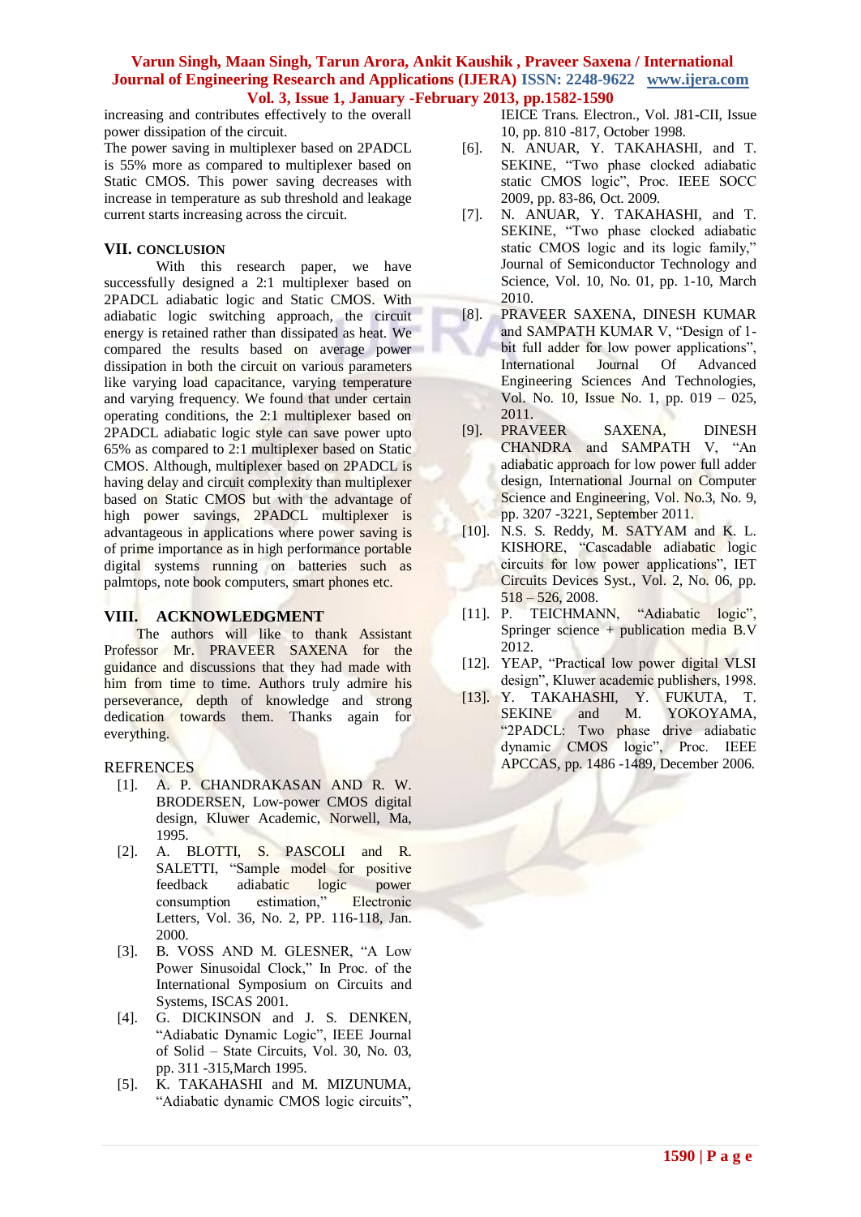increasing and contributes effectively to the overall power dissipation of the circuit.

The power saving in multiplexer based on 2PADCL is 55% more as compared to multiplexer based on Static CMOS. This power saving decreases with increase in temperature as sub threshold and leakage current starts increasing across the circuit.

## VII. CONCLUSION

With this research paper, we have successfully designed a 2:1 multiplexer based on 2PADCL adiabatic logic and Static CMOS. With adiabatic logic switching approach, the circuit energy is retained rather than dissipated as heat. We compared the results based on average power dissipation in both the circuit on various parameters like varying load capacitance, varying temperature and varying frequency. We found that under certain operating conditions, the 2:1 multiplexer based on 2PADCL adiabatic logic style can save power upto 65% as compared to 2:1 multiplexer based on Static CMOS. Although, multiplexer based on 2PADCL is having delay and circuit complexity than multiplexer based on Static CMOS but with the advantage of high power savings, 2PADCL multiplexer is advantageous in applications where power saving is of prime importance as in high performance portable digital systems running on batteries such as palmtops, note book computers, smart phones etc.

## VIII. ACKNOWLEDGMENT

The authors will like to thank Assistant Professor Mr. PRAVEER SAXENA for the guidance and discussions that they had made with him from time to time. Authors truly admire his perseverance, depth of knowledge and strong dedication towards them. Thanks again for everything.

## REFRENCES

[1]. A. P. CHANDRAKASAN AND R. W. BRODERSEN, Low-power CMOS digital design, Kluwer Academic, Norwell, Ma, 1995.

[2]. A. BLOTTI, S. PASCOLI and R. SALETTI, "Sample model for positive feedback adiabatic logic power consumption estimation," Electronic Letters, Vol. 36, No. 2, PP. 116-118, Jan. 2000.

[3]. B. VOSS AND M. GLESNER, "A Low Power Sinusoidal Clock," In Proc. of the International Symposium on Circuits and Systems, ISCAS 2001.

[4]. G. DICKINSON and J. S. DENKEN, "Adiabatic Dynamic Logic", IEEE Journal of Solid – State Circuits, Vol. 30, No. 03, pp. 311 -315,March 1995.

[5]. K. TAKAHASHI and M. MIZUNUMA, "Adiabatic dynamic CMOS logic circuits", IEICE Trans. Electron., Vol. J81-CII, Issue 10, pp. 810 -817, October 1998.

[6]. N. ANUAR, Y. TAKAHASHI, and T. SEKINE, "Two phase clocked adiabatic static CMOS logic", Proc. IEEE SOCC 2009, pp. 83-86, Oct. 2009.

[7]. N. ANUAR, Y. TAKAHASHI, and T. SEKINE, "Two phase clocked adiabatic static CMOS logic and its logic family," Journal of Semiconductor Technology and Science, Vol. 10, No. 01, pp. 1-10, March 2010.

[8]. PRAVEER SAXENA, DINESH KUMAR and SAMPATH KUMAR V, "Design of 1-bit full adder for low power applications", International Journal Of Advanced Engineering Sciences And Technologies, Vol. No. 10, Issue No. 1, pp. 019 – 025, 2011.

[9]. PRAVEER SAXENA, DINESH CHANDRA and SAMPATH V, "An adiabatic approach for low power full adder design, International Journal on Computer Science and Engineering, Vol. No.3, No. 9, pp. 3207 -3221, September 2011.

[10]. N.S. S. Reddy, M. SATYAM and K. L. KISHORE, "Cascadable adiabatic logic circuits for low power applications", IET Circuits Devices Syst., Vol. 2, No. 06, pp. 518 – 526, 2008.

[11]. P. TEICHMANN, "Adiabatic logic", Springer science + publication media B.V 2012.

[12]. YEAP, "Practical low power digital VLSI design", Kluwer academic publishers, 1998.

[13]. Y. TAKAHASHI, Y. FUKUTA, T. SEKINE and M. YOKOYAMA, "2PADCL: Two phase drive adiabatic dynamic CMOS logic", Proc. IEEE APCCAS, pp. 1486 -1489, December 2006.